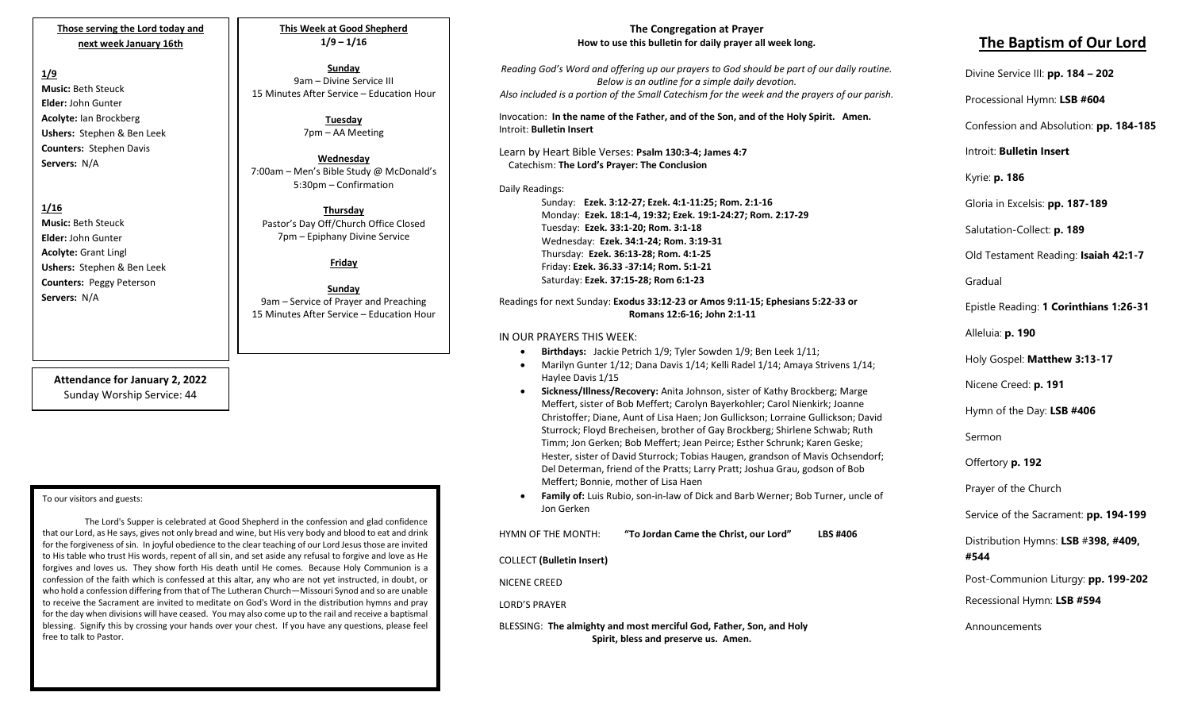**Those serving the Lord today and next week January 16th**

**1/9**

**Music:** Beth Steuck
**Elder:** John Gunter
**Acolyte:** Ian Brockberg
**Ushers:** Stephen & Ben Leek
**Counters:** Stephen Davis
**Servers:** N/A

**1/16**

**Music:** Beth Steuck
**Elder:** John Gunter
**Acolyte:** Grant Lingl
**Ushers:** Stephen & Ben Leek
**Counters:** Peggy Peterson
**Servers:** N/A

**Attendance for January 2, 2022**
Sunday Worship Service: 44

**This Week at Good Shepherd**
**1/9 – 1/16**

**Sunday**
9am – Divine Service III
15 Minutes After Service – Education Hour

**Tuesday**
7pm – AA Meeting

**Wednesday**
7:00am – Men's Bible Study @ McDonald's
5:30pm – Confirmation

**Thursday**
Pastor's Day Off/Church Office Closed
7pm – Epiphany Divine Service

**Friday**

**Sunday**
9am – Service of Prayer and Preaching
15 Minutes After Service – Education Hour

To our visitors and guests:

The Lord's Supper is celebrated at Good Shepherd in the confession and glad confidence that our Lord, as He says, gives not only bread and wine, but His very body and blood to eat and drink for the forgiveness of sin. In joyful obedience to the clear teaching of our Lord Jesus those are invited to His table who trust His words, repent of all sin, and set aside any refusal to forgive and love as He forgives and loves us. They show forth His death until He comes. Because Holy Communion is a confession of the faith which is confessed at this altar, any who are not yet instructed, in doubt, or who hold a confession differing from that of The Lutheran Church—Missouri Synod and so are unable to receive the Sacrament are invited to meditate on God's Word in the distribution hymns and pray for the day when divisions will have ceased. You may also come up to the rail and receive a baptismal blessing. Signify this by crossing your hands over your chest. If you have any questions, please feel free to talk to Pastor.

**The Congregation at Prayer**
**How to use this bulletin for daily prayer all week long.**

*Reading God's Word and offering up our prayers to God should be part of our daily routine. Below is an outline for a simple daily devotion. Also included is a portion of the Small Catechism for the week and the prayers of our parish.*

Invocation: **In the name of the Father, and of the Son, and of the Holy Spirit. Amen.**
Introit: **Bulletin Insert**

Learn by Heart Bible Verses: **Psalm 130:3-4; James 4:7**
Catechism: **The Lord's Prayer: The Conclusion**

Daily Readings:
Sunday: **Ezek. 3:12-27; Ezek. 4:1-11:25; Rom. 2:1-16**
Monday: **Ezek. 18:1-4, 19:32; Ezek. 19:1-24:27; Rom. 2:17-29**
Tuesday: **Ezek. 33:1-20; Rom. 3:1-18**
Wednesday: **Ezek. 34:1-24; Rom. 3:19-31**
Thursday: **Ezek. 36:13-28; Rom. 4:1-25**
Friday: **Ezek. 36.33 -37:14; Rom. 5:1-21**
Saturday: **Ezek. 37:15-28; Rom 6:1-23**

Readings for next Sunday: **Exodus 33:12-23 or Amos 9:11-15; Ephesians 5:22-33 or Romans 12:6-16; John 2:1-11**

IN OUR PRAYERS THIS WEEK:

- **Birthdays:** Jackie Petrich 1/9; Tyler Sowden 1/9; Ben Leek 1/11;
- Marilyn Gunter 1/12; Dana Davis 1/14; Kelli Radel 1/14; Amaya Strivens 1/14; Haylee Davis 1/15
- **Sickness/Illness/Recovery:** Anita Johnson, sister of Kathy Brockberg; Marge Meffert, sister of Bob Meffert; Carolyn Bayerkohler; Carol Nienkirk; Joanne Christoffer; Diane, Aunt of Lisa Haen; Jon Gullickson; Lorraine Gullickson; David Sturrock; Floyd Brecheisen, brother of Gay Brockberg; Shirlene Schwab; Ruth Timm; Jon Gerken; Bob Meffert; Jean Peirce; Esther Schrunk; Karen Geske; Hester, sister of David Sturrock; Tobias Haugen, grandson of Mavis Ochsendorf; Del Determan, friend of the Pratts; Larry Pratt; Joshua Grau, godson of Bob Meffert; Bonnie, mother of Lisa Haen
- **Family of:** Luis Rubio, son-in-law of Dick and Barb Werner; Bob Turner, uncle of Jon Gerken

HYMN OF THE MONTH: **"To Jordan Came the Christ, our Lord" LBS #406**

COLLECT **(Bulletin Insert)**

NICENE CREED

LORD'S PRAYER

BLESSING: **The almighty and most merciful God, Father, Son, and Holy Spirit, bless and preserve us. Amen.**

# The Baptism of Our Lord

Divine Service III: **pp. 184 – 202**

Processional Hymn: **LSB #604**

Confession and Absolution: **pp. 184-185**

Introit: **Bulletin Insert**

Kyrie: **p. 186**

Gloria in Excelsis: **pp. 187-189**

Salutation-Collect: **p. 189**

Old Testament Reading: **Isaiah 42:1-7**

Gradual

Epistle Reading: **1 Corinthians 1:26-31**

Alleluia: **p. 190**

Holy Gospel: **Matthew 3:13-17**

Nicene Creed: **p. 191**

Hymn of the Day: **LSB #406**

Sermon

Offertory **p. 192**

Prayer of the Church

Service of the Sacrament: **pp. 194-199**

Distribution Hymns: **LSB #398, #409, #544**

Post-Communion Liturgy: **pp. 199-202**

Recessional Hymn: **LSB #594**

Announcements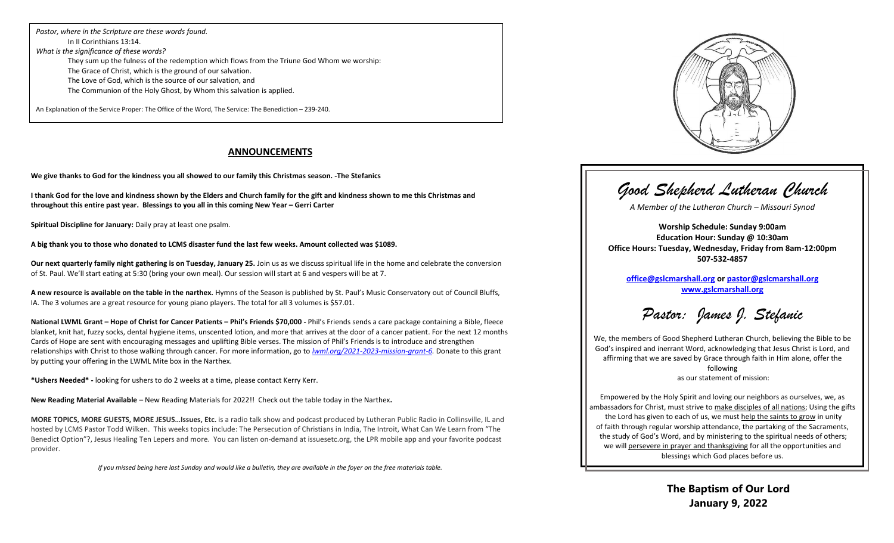*Pastor, where in the Scripture are these words found.*

In II Corinthians 13:14.

*What is the significance of these words?*

They sum up the fulness of the redemption which flows from the Triune God Whom we worship:

The Grace of Christ, which is the ground of our salvation.

The Love of God, which is the source of our salvation, and

The Communion of the Holy Ghost, by Whom this salvation is applied.

An Explanation of the Service Proper: The Office of the Word, The Service: The Benediction – 239-240.

## ANNOUNCEMENTS

**We give thanks to God for the kindness you all showed to our family this Christmas season. -The Stefanics**

**I thank God for the love and kindness shown by the Elders and Church family for the gift and kindness shown to me this Christmas and throughout this entire past year. Blessings to you all in this coming New Year – Gerri Carter**

**Spiritual Discipline for January:** Daily pray at least one psalm.

**A big thank you to those who donated to LCMS disaster fund the last few weeks. Amount collected was $1089.**

**Our next quarterly family night gathering is on Tuesday, January 25.** Join us as we discuss spiritual life in the home and celebrate the conversion of St. Paul. We'll start eating at 5:30 (bring your own meal). Our session will start at 6 and vespers will be at 7.

**A new resource is available on the table in the narthex.** Hymns of the Season is published by St. Paul's Music Conservatory out of Council Bluffs, IA. The 3 volumes are a great resource for young piano players. The total for all 3 volumes is $57.01.

**National LWML Grant – Hope of Christ for Cancer Patients – Phil's Friends $70,000 -** Phil's Friends sends a care package containing a Bible, fleece blanket, knit hat, fuzzy socks, dental hygiene items, unscented lotion, and more that arrives at the door of a cancer patient. For the next 12 months Cards of Hope are sent with encouraging messages and uplifting Bible verses. The mission of Phil's Friends is to introduce and strengthen relationships with Christ to those walking through cancer. For more information, go to *lwml.org/2021-2023-mission-grant-6.* Donate to this grant by putting your offering in the LWML Mite box in the Narthex.

**\*Ushers Needed\* -** looking for ushers to do 2 weeks at a time, please contact Kerry Kerr.

**New Reading Material Available** – New Reading Materials for 2022!! Check out the table today in the Narthex**.**

**MORE TOPICS, MORE GUESTS, MORE JESUS…Issues, Etc.** is a radio talk show and podcast produced by Lutheran Public Radio in Collinsville, IL and hosted by LCMS Pastor Todd Wilken. This weeks topics include: The Persecution of Christians in India, The Introit, What Can We Learn from "The Benedict Option"?, Jesus Healing Ten Lepers and more. You can listen on-demand at issuesetc.org, the LPR mobile app and your favorite podcast provider.

*If you missed being here last Sunday and would like a bulletin, they are available in the foyer on the free materials table.*

# *Good Shepherd Lutheran Church*

*A Member of the Lutheran Church – Missouri Synod*

**Worship Schedule: Sunday 9:00am**
**Education Hour: Sunday @ 10:30am**
**Office Hours: Tuesday, Wednesday, Friday from 8am-12:00pm**
**507-532-4857**

**office@gslcmarshall.org or pastor@gslcmarshall.org**
**www.gslcmarshall.org**

## *Pastor: James J. Stefanic*

We, the members of Good Shepherd Lutheran Church, believing the Bible to be God's inspired and inerrant Word, acknowledging that Jesus Christ is Lord, and affirming that we are saved by Grace through faith in Him alone, offer the following as our statement of mission:

Empowered by the Holy Spirit and loving our neighbors as ourselves, we, as ambassadors for Christ, must strive to make disciples of all nations; Using the gifts the Lord has given to each of us, we must help the saints to grow in unity of faith through regular worship attendance, the partaking of the Sacraments, the study of God's Word, and by ministering to the spiritual needs of others; we will persevere in prayer and thanksgiving for all the opportunities and blessings which God places before us.

**The Baptism of Our Lord**
**January 9, 2022**